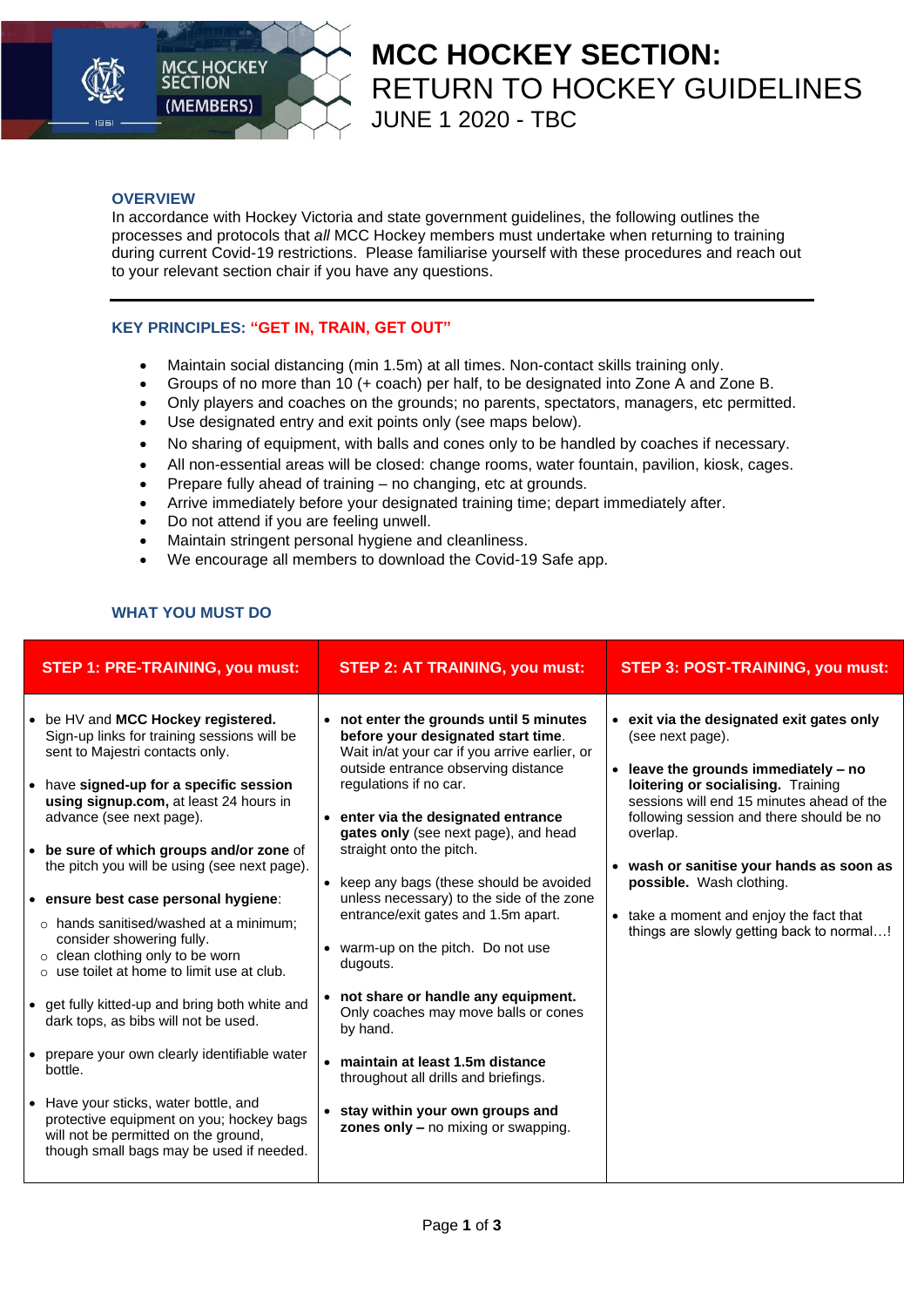# MCC HOCKEY SECTION: RETURN TO HOCKEY GUIDELINES

## JUNE 1 2020 - TBC

### OVERVIEW

In accordance with Hockey Victoria and state government guidelines, the following outlines the processes and protocols that *all* MCC Hockey members must undertake when returning to training during current Covid-19 restrictions. Please familiarise yourself with these procedures and reach out to your relevant section chair if you have any questions.

---

### KEY PRINCIPLES: "GET IN, TRAIN, GET OUT"

- Maintain social distancing (min 1.5m) at all times. Non-contact skills training only.
- Groups of no more than 10 (+ coach) per half, to be designated into Zone A and Zone B.
- Only players and coaches on the grounds; no parents, spectators, managers, etc permitted.
- Use designated entry and exit points only (see maps below).
- No sharing of equipment, with balls and cones only to be handled by coaches if necessary.
- All non-essential areas will be closed: change rooms, water fountain, pavilion, kiosk, cages.
- Prepare fully ahead of training – no changing, etc at grounds.
- Arrive immediately before your designated training time; depart immediately after.
- Do not attend if you are feeling unwell.
- Maintain stringent personal hygiene and cleanliness.
- We encourage all members to download the Covid-19 Safe app.

### WHAT YOU MUST DO

| STEP 1: PRE-TRAINING, you must: | STEP 2: AT TRAINING, you must: | STEP 3: POST-TRAINING, you must: |
|---|---|---|
| • be HV and **MCC Hockey registered.** Sign-up links for training sessions will be sent to Majestri contacts only.<br><br>• have **signed-up for a specific session using signup.com,** at least 24 hours in advance (see next page).<br><br>• **be sure of which groups and/or zone** of the pitch you will be using (see next page).<br><br>• **ensure best case personal hygiene**:<br>  ○ hands sanitised/washed at a minimum; consider showering fully.<br>  ○ clean clothing only to be worn<br>  ○ use toilet at home to limit use at club.<br><br>• get fully kitted-up and bring both white and dark tops, as bibs will not be used.<br><br>• prepare your own clearly identifiable water bottle.<br><br>• Have your sticks, water bottle, and protective equipment on you; hockey bags will not be permitted on the ground, though small bags may be used if needed. | • **not enter the grounds until 5 minutes before your designated start time**. Wait in/at your car if you arrive earlier, or outside entrance observing distance regulations if no car.<br><br>• **enter via the designated entrance gates only** (see next page), and head straight onto the pitch.<br><br>• keep any bags (these should be avoided unless necessary) to the side of the zone entrance/exit gates and 1.5m apart.<br><br>• warm-up on the pitch. Do not use dugouts.<br><br>• **not share or handle any equipment.** Only coaches may move balls or cones by hand.<br><br>• **maintain at least 1.5m distance** throughout all drills and briefings.<br><br>• **stay within your own groups and zones only –** no mixing or swapping. | • **exit via the designated exit gates only** (see next page).<br><br>• **leave the grounds immediately – no loitering or socialising.** Training sessions will end 15 minutes ahead of the following session and there should be no overlap.<br><br>• **wash or sanitise your hands as soon as possible.** Wash clothing.<br><br>• take a moment and enjoy the fact that things are slowly getting back to normal…! |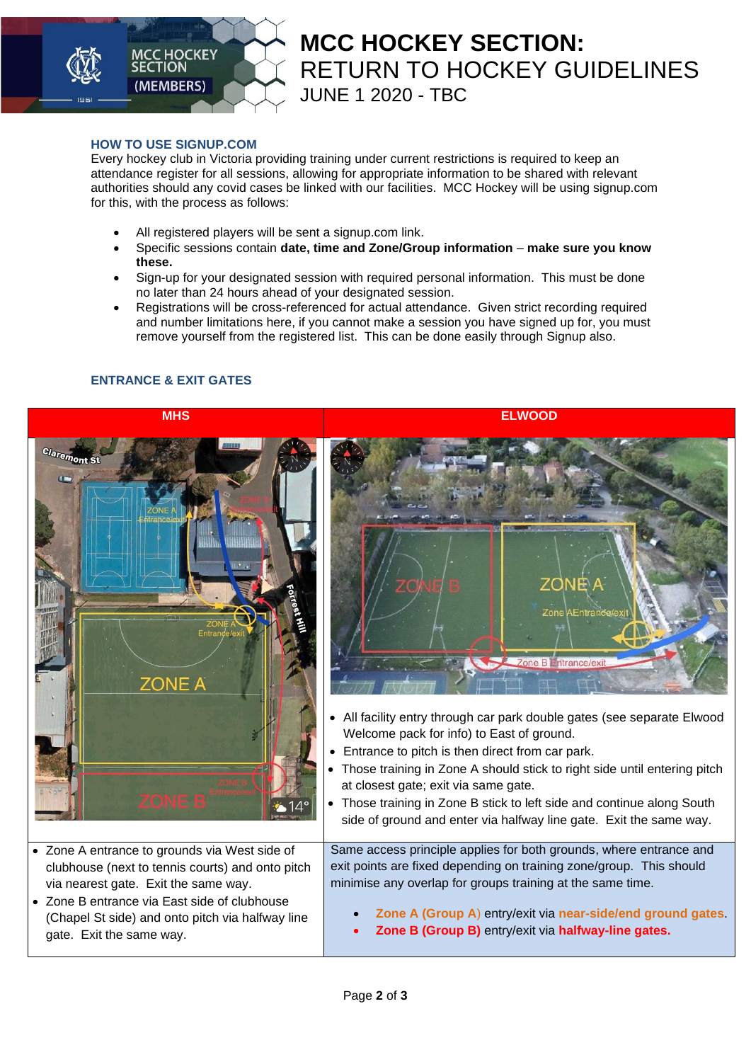# MCC HOCKEY SECTION: RETURN TO HOCKEY GUIDELINES

JUNE 1 2020 - TBC

### HOW TO USE SIGNUP.COM

Every hockey club in Victoria providing training under current restrictions is required to keep an attendance register for all sessions, allowing for appropriate information to be shared with relevant authorities should any covid cases be linked with our facilities. MCC Hockey will be using signup.com for this, with the process as follows:

- All registered players will be sent a signup.com link.
- Specific sessions contain **date, time and Zone/Group information** – **make sure you know these.**
- Sign-up for your designated session with required personal information. This must be done no later than 24 hours ahead of your designated session.
- Registrations will be cross-referenced for actual attendance. Given strict recording required and number limitations here, if you cannot make a session you have signed up for, you must remove yourself from the registered list. This can be done easily through Signup also.

### ENTRANCE & EXIT GATES

| MHS | ELWOOD |
|---|---|
| | • All facility entry through car park double gates (see separate Elwood Welcome pack for info) to East of ground.<br>• Entrance to pitch is then direct from car park.<br>• Those training in Zone A should stick to right side until entering pitch at closest gate; exit via same gate.<br>• Those training in Zone B stick to left side and continue along South side of ground and enter via halfway line gate. Exit the same way. |
| • Zone A entrance to grounds via West side of clubhouse (next to tennis courts) and onto pitch via nearest gate. Exit the same way.<br>• Zone B entrance via East side of clubhouse (Chapel St side) and onto pitch via halfway line gate. Exit the same way. | Same access principle applies for both grounds, where entrance and exit points are fixed depending on training zone/group. This should minimise any overlap for groups training at the same time.<br>• **Zone A (Group A)** entry/exit via **near-side/end ground gates**.<br>• **Zone B (Group B)** entry/exit via **halfway-line gates.** |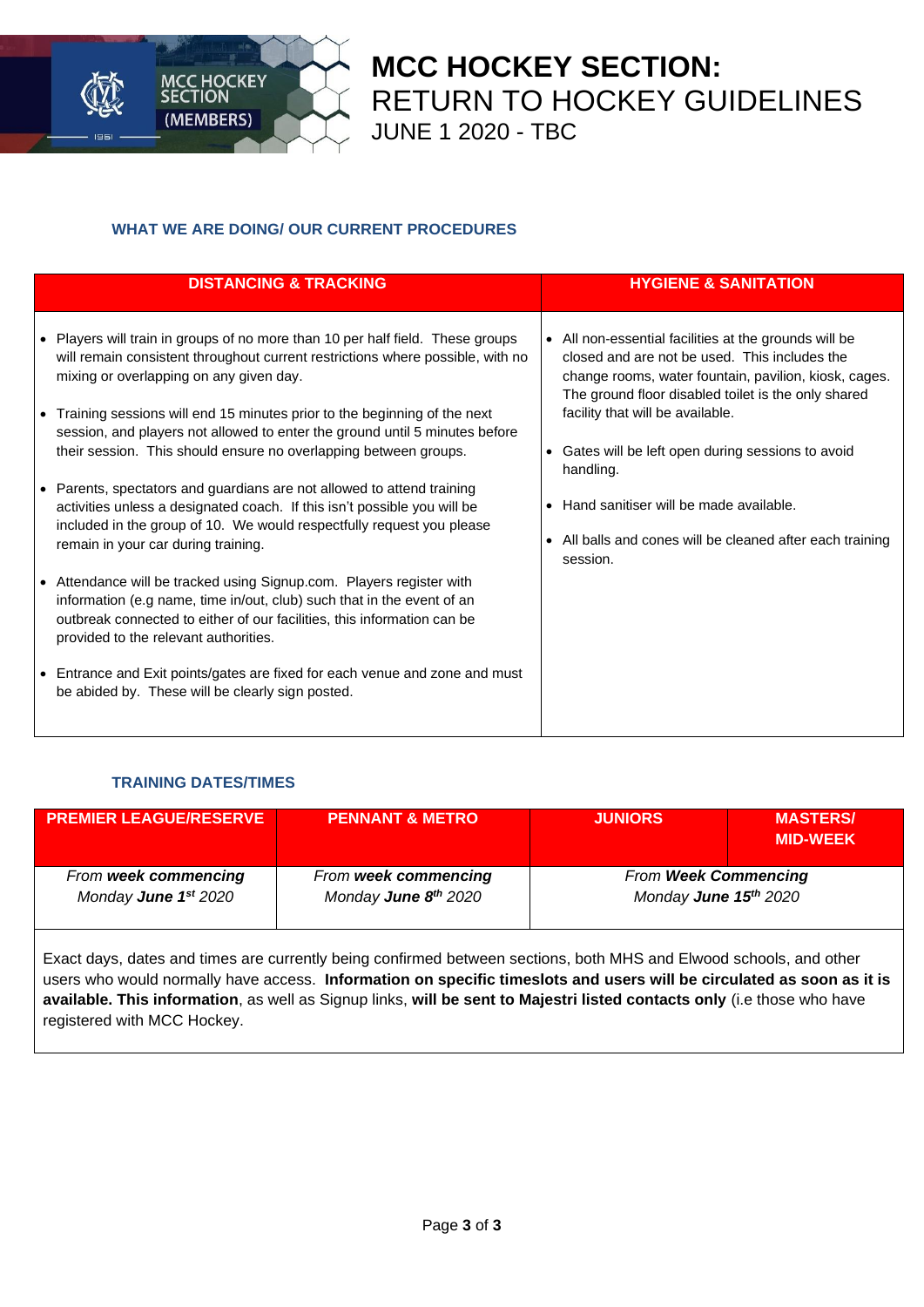# MCC HOCKEY SECTION: RETURN TO HOCKEY GUIDELINES

JUNE 1 2020 - TBC

### WHAT WE ARE DOING/ OUR CURRENT PROCEDURES

| DISTANCING & TRACKING | HYGIENE & SANITATION |
|---|---|
| • Players will train in groups of no more than 10 per half field. These groups will remain consistent throughout current restrictions where possible, with no mixing or overlapping on any given day.<br><br>• Training sessions will end 15 minutes prior to the beginning of the next session, and players not allowed to enter the ground until 5 minutes before their session. This should ensure no overlapping between groups.<br><br>• Parents, spectators and guardians are not allowed to attend training activities unless a designated coach. If this isn't possible you will be included in the group of 10. We would respectfully request you please remain in your car during training.<br><br>• Attendance will be tracked using Signup.com. Players register with information (e.g name, time in/out, club) such that in the event of an outbreak connected to either of our facilities, this information can be provided to the relevant authorities.<br><br>• Entrance and Exit points/gates are fixed for each venue and zone and must be abided by. These will be clearly sign posted. | • All non-essential facilities at the grounds will be closed and are not be used. This includes the change rooms, water fountain, pavilion, kiosk, cages. The ground floor disabled toilet is the only shared facility that will be available.<br><br>• Gates will be left open during sessions to avoid handling.<br><br>• Hand sanitiser will be made available.<br><br>• All balls and cones will be cleaned after each training session. |

### TRAINING DATES/TIMES

| PREMIER LEAGUE/RESERVE | PENNANT & METRO | JUNIORS | MASTERS/ MID-WEEK |
|---|---|---|---|
| *From **week commencing** Monday **June** 1st 2020* | *From **week commencing** Monday **June** 8th 2020* | *From **Week Commencing** Monday **June** 15th 2020* | |

Exact days, dates and times are currently being confirmed between sections, both MHS and Elwood schools, and other users who would normally have access. **Information on specific timeslots and users will be circulated as soon as it is available. This information**, as well as Signup links, **will be sent to Majestri listed contacts only** (i.e those who have registered with MCC Hockey.